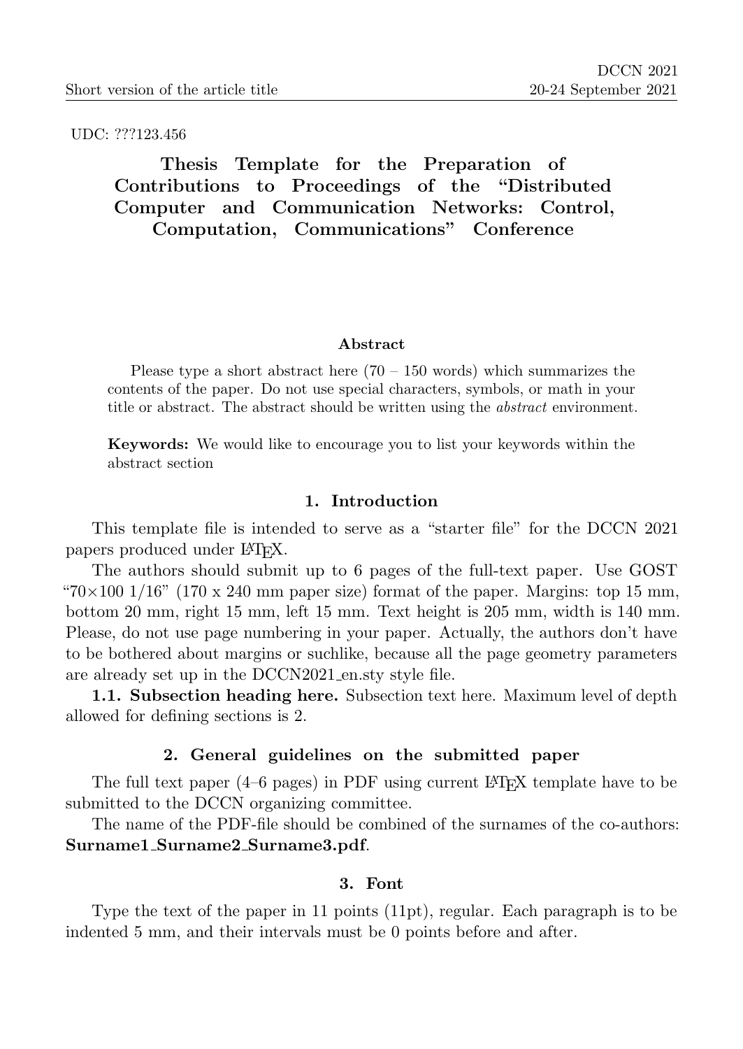UDC: ???123.456

# Thesis Template for the Preparation of Contributions to Proceedings of the "Distributed Computer and Communication Networks: Control, Computation, Communications" Conference

**Abstract**

Please type a short abstract here (70 – 150 words) which summarizes the contents of the paper. Do not use special characters, symbols, or math in your title or abstract. The abstract should be written using the *abstract* environment.

**Keywords:** We would like to encourage you to list your keywords within the abstract section

## 1. Introduction

This template file is intended to serve as a "starter file" for the DCCN 2021 papers produced under LaTeX.

The authors should submit up to 6 pages of the full-text paper. Use GOST "$70 \times 100$ 1/16" (170 x 240 mm paper size) format of the paper. Margins: top 15 mm, bottom 20 mm, right 15 mm, left 15 mm. Text height is 205 mm, width is 140 mm. Please, do not use page numbering in your paper. Actually, the authors don't have to be bothered about margins or suchlike, because all the page geometry parameters are already set up in the DCCN2021_en.sty style file.

**1.1. Subsection heading here.** Subsection text here. Maximum level of depth allowed for defining sections is 2.

## 2. General guidelines on the submitted paper

The full text paper (4–6 pages) in PDF using current LaTeX template have to be submitted to the DCCN organizing committee.

The name of the PDF-file should be combined of the surnames of the co-authors: **Surname1_Surname2_Surname3.pdf**.

## 3. Font

Type the text of the paper in 11 points (11pt), regular. Each paragraph is to be indented 5 mm, and their intervals must be 0 points before and after.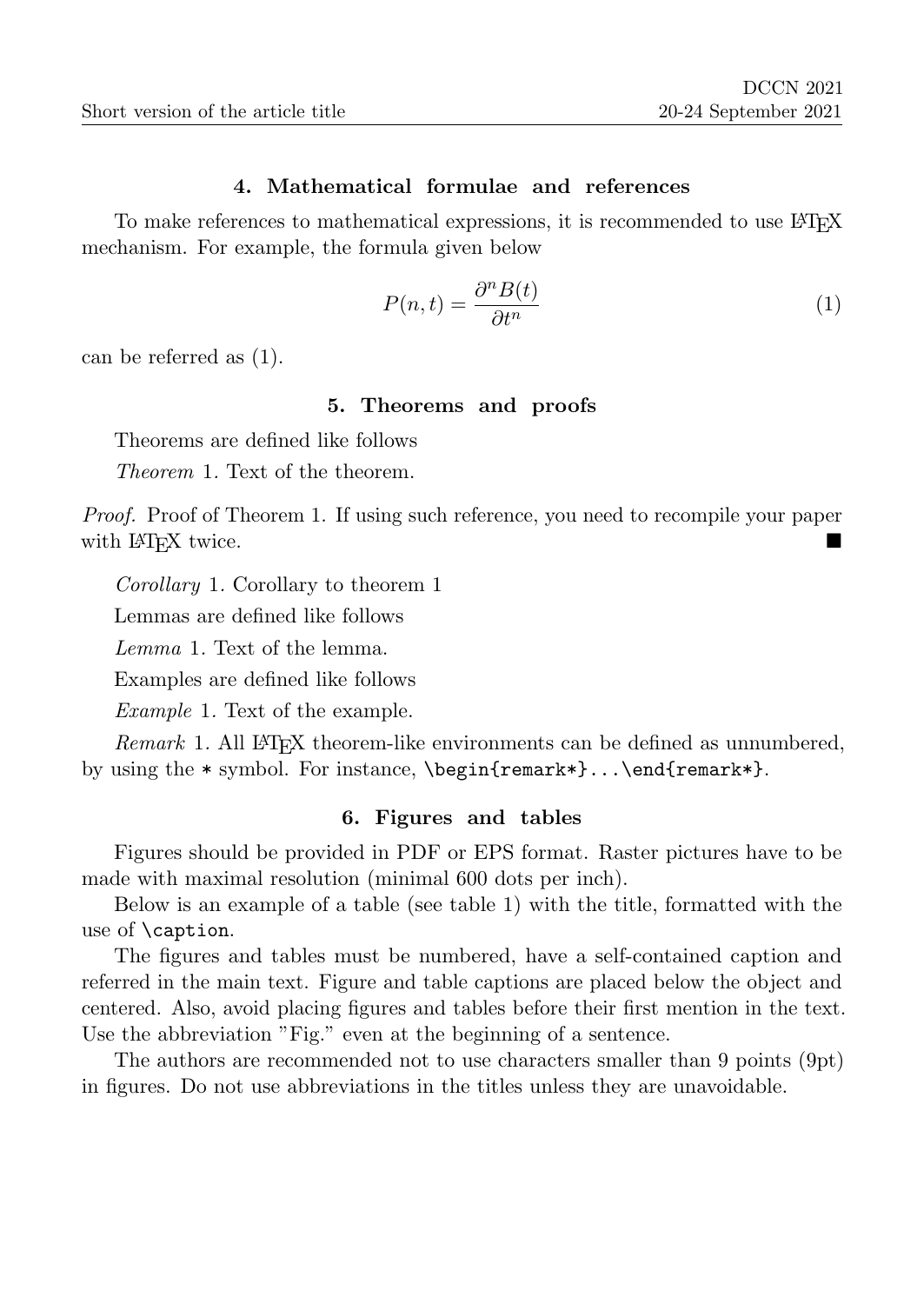## 4. Mathematical formulae and references

To make references to mathematical expressions, it is recommended to use LaTeX mechanism. For example, the formula given below

$$P(n,t) = \frac{\partial^n B(t)}{\partial t^n} \tag{1}$$

can be referred as (1).

## 5. Theorems and proofs

Theorems are defined like follows

*Theorem* 1. Text of the theorem.

*Proof.* Proof of Theorem 1. If using such reference, you need to recompile your paper with LaTeX twice. ■

*Corollary* 1. Corollary to theorem 1

Lemmas are defined like follows

*Lemma* 1. Text of the lemma.

Examples are defined like follows

*Example* 1. Text of the example.

*Remark* 1. All LaTeX theorem-like environments can be defined as unnumbered, by using the `*` symbol. For instance, `\begin{remark*}...\end{remark*}`.

## 6. Figures and tables

Figures should be provided in PDF or EPS format. Raster pictures have to be made with maximal resolution (minimal 600 dots per inch).

Below is an example of a table (see table 1) with the title, formatted with the use of `\caption`.

The figures and tables must be numbered, have a self-contained caption and referred in the main text. Figure and table captions are placed below the object and centered. Also, avoid placing figures and tables before their first mention in the text. Use the abbreviation "Fig." even at the beginning of a sentence.

The authors are recommended not to use characters smaller than 9 points (9pt) in figures. Do not use abbreviations in the titles unless they are unavoidable.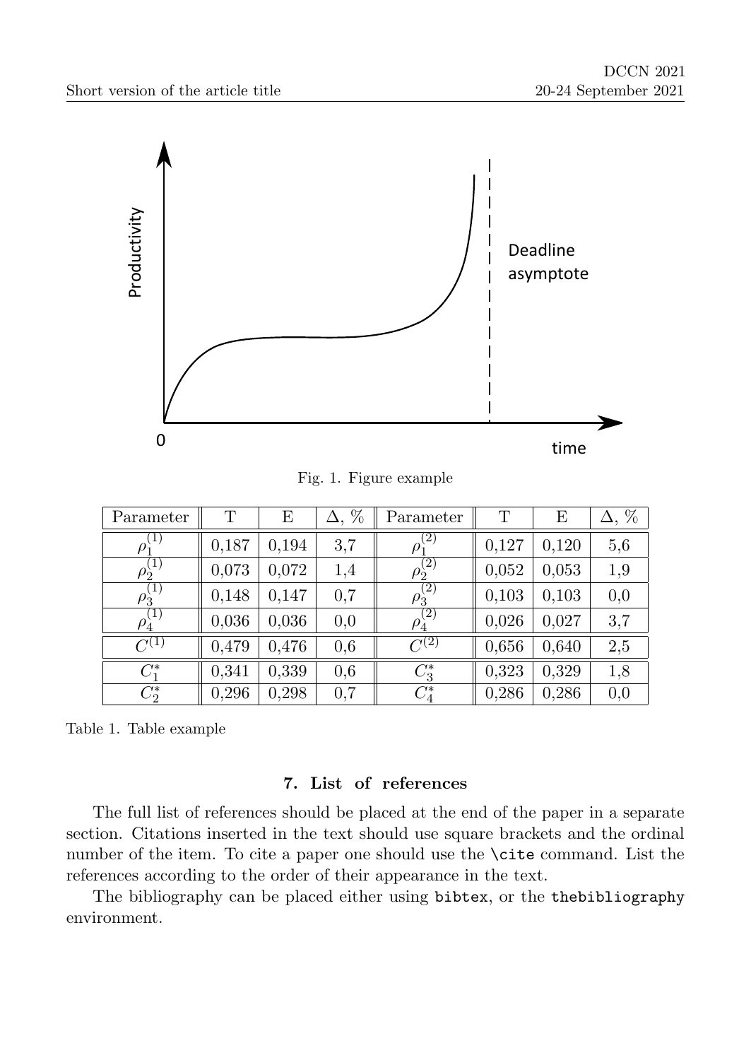Fig. 1. Figure example

| Parameter | T | E | $\Delta$, % | Parameter | T | E | $\Delta$, % |
|---|---|---|---|---|---|---|---|
| $\rho_1^{(1)}$ | 0,187 | 0,194 | 3,7 | $\rho_1^{(2)}$ | 0,127 | 0,120 | 5,6 |
| $\rho_2^{(1)}$ | 0,073 | 0,072 | 1,4 | $\rho_2^{(2)}$ | 0,052 | 0,053 | 1,9 |
| $\rho_3^{(1)}$ | 0,148 | 0,147 | 0,7 | $\rho_3^{(2)}$ | 0,103 | 0,103 | 0,0 |
| $\rho_4^{(1)}$ | 0,036 | 0,036 | 0,0 | $\rho_4^{(2)}$ | 0,026 | 0,027 | 3,7 |
| $C^{(1)}$ | 0,479 | 0,476 | 0,6 | $C^{(2)}$ | 0,656 | 0,640 | 2,5 |
| $C_1^*$ | 0,341 | 0,339 | 0,6 | $C_3^*$ | 0,323 | 0,329 | 1,8 |
| $C_2^*$ | 0,296 | 0,298 | 0,7 | $C_4^*$ | 0,286 | 0,286 | 0,0 |

Table 1. Table example

## 7. List of references

The full list of references should be placed at the end of the paper in a separate section. Citations inserted in the text should use square brackets and the ordinal number of the item. To cite a paper one should use the `\cite` command. List the references according to the order of their appearance in the text.

The bibliography can be placed either using `bibtex`, or the `thebibliography` environment.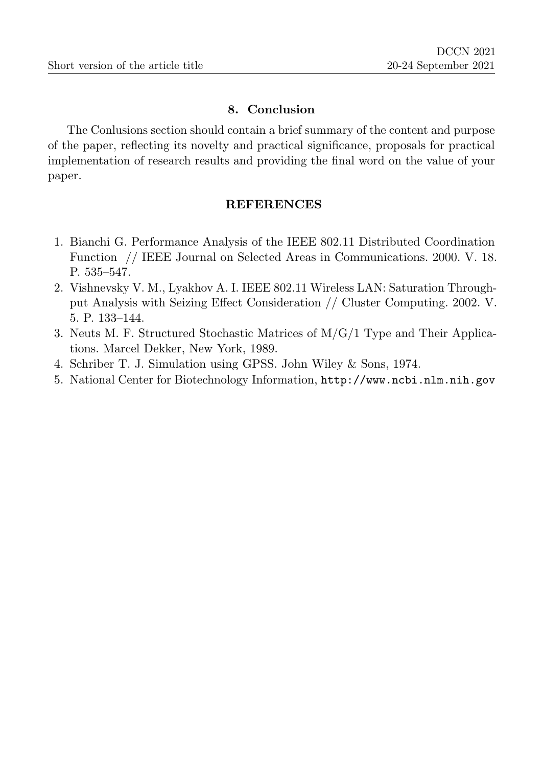## 8. Conclusion

The Conlusions section should contain a brief summary of the content and purpose of the paper, reflecting its novelty and practical significance, proposals for practical implementation of research results and providing the final word on the value of your paper.

## REFERENCES

1. Bianchi G. Performance Analysis of the IEEE 802.11 Distributed Coordination Function // IEEE Journal on Selected Areas in Communications. 2000. V. 18. P. 535–547.
2. Vishnevsky V. M., Lyakhov A. I. IEEE 802.11 Wireless LAN: Saturation Throughput Analysis with Seizing Effect Consideration // Cluster Computing. 2002. V. 5. P. 133–144.
3. Neuts M. F. Structured Stochastic Matrices of M/G/1 Type and Their Applications. Marcel Dekker, New York, 1989.
4. Schriber T. J. Simulation using GPSS. John Wiley & Sons, 1974.
5. National Center for Biotechnology Information, `http://www.ncbi.nlm.nih.gov`